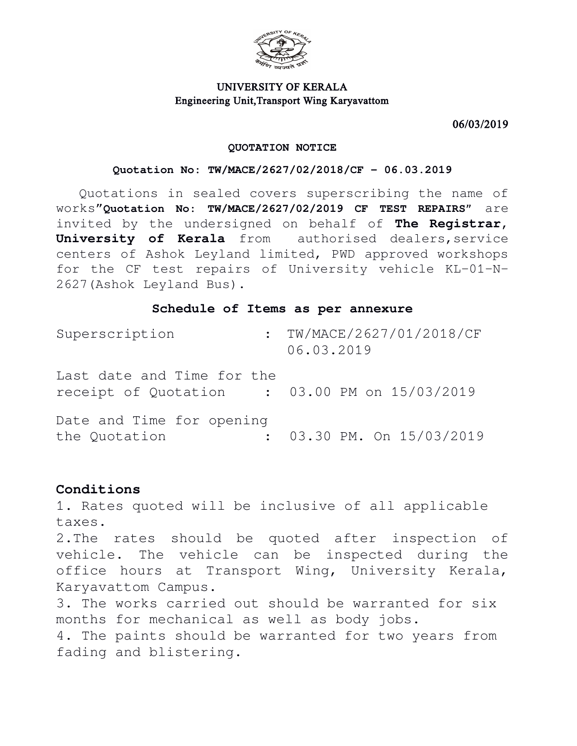**UNIVERSITY OF KERALA**
**Engineering Unit,Transport Wing Karyavattom**

**06/03/2019**

**QUOTATION NOTICE**

**Quotation No: TW/MACE/2627/02/2018/CF – 06.03.2019**

Quotations in sealed covers superscribing the name of works"**Quotation No: TW/MACE/2627/02/2019 CF TEST REPAIRS**" are invited by the undersigned on behalf of **The Registrar, University of Kerala** from authorised dealers,service centers of Ashok Leyland limited, PWD approved workshops for the CF test repairs of University vehicle KL-01-N-2627(Ashok Leyland Bus).

**Schedule of Items as per annexure**

| | | |
|---|---|---|
| Superscription | : | TW/MACE/2627/01/2018/CF 06.03.2019 |
| Last date and Time for the receipt of Quotation | : | 03.00 PM on 15/03/2019 |
| Date and Time for opening the Quotation | : | 03.30 PM. On 15/03/2019 |

**Conditions**

1. Rates quoted will be inclusive of all applicable taxes.
2. The rates should be quoted after inspection of vehicle. The vehicle can be inspected during the office hours at Transport Wing, University Kerala, Karyavattom Campus.
3. The works carried out should be warranted for six months for mechanical as well as body jobs.
4. The paints should be warranted for two years from fading and blistering.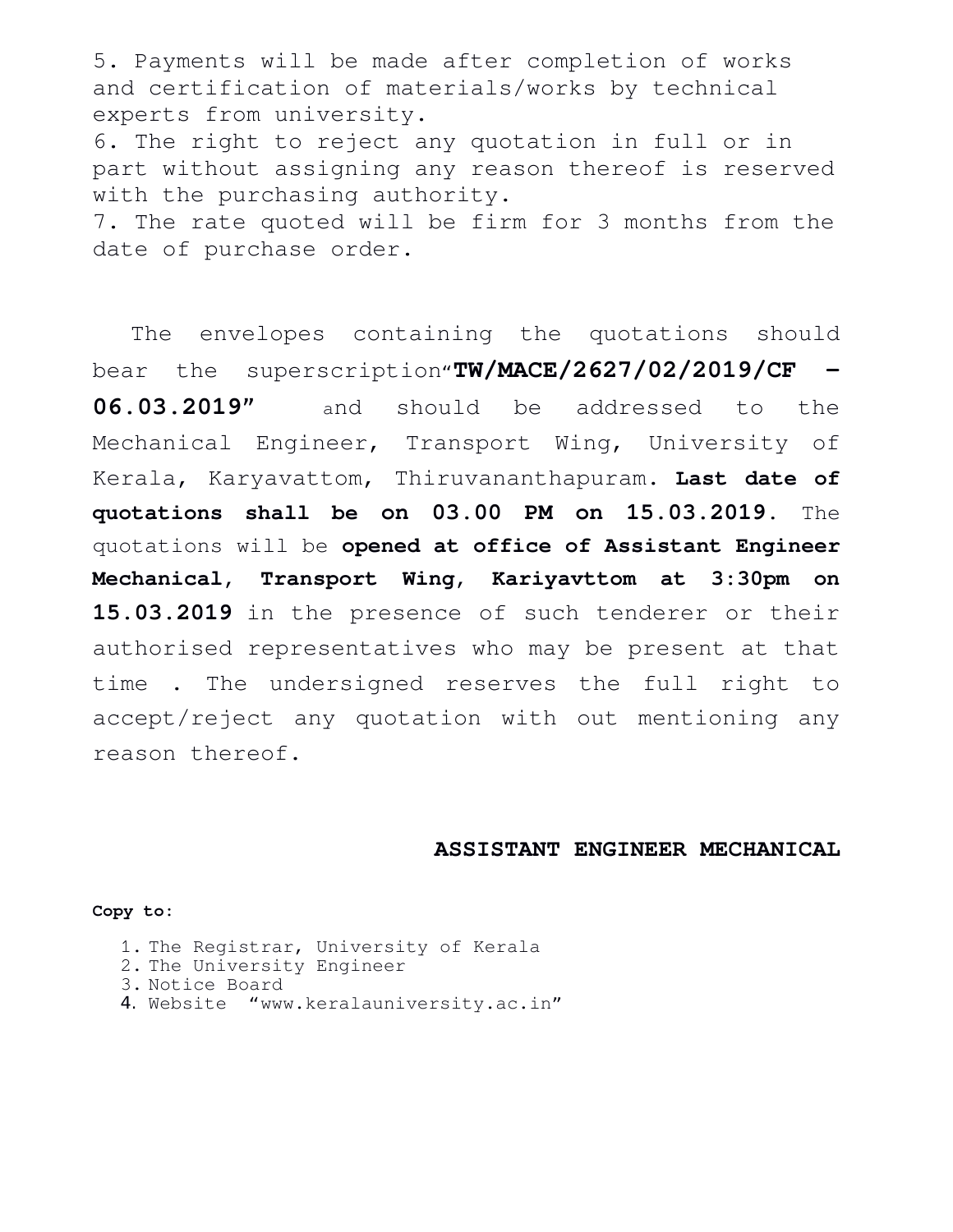5. Payments will be made after completion of works and certification of materials/works by technical experts from university.
6. The right to reject any quotation in full or in part without assigning any reason thereof is reserved with the purchasing authority.
7. The rate quoted will be firm for 3 months from the date of purchase order.

The envelopes containing the quotations should bear the superscription"**TW/MACE/2627/02/2019/CF – 06.03.2019"** and should be addressed to the Mechanical Engineer, Transport Wing, University of Kerala, Karyavattom, Thiruvananthapuram. **Last date of quotations shall be on 03.00 PM on 15.03.2019.** The quotations will be **opened at office of Assistant Engineer Mechanical, Transport Wing, Kariyavttom at 3:30pm on 15.03.2019** in the presence of such tenderer or their authorised representatives who may be present at that time . The undersigned reserves the full right to accept/reject any quotation with out mentioning any reason thereof.

**ASSISTANT ENGINEER MECHANICAL**

**Copy to:**

1. The Registrar, University of Kerala
2. The University Engineer
3. Notice Board
4. Website "www.keralauniversity.ac.in"